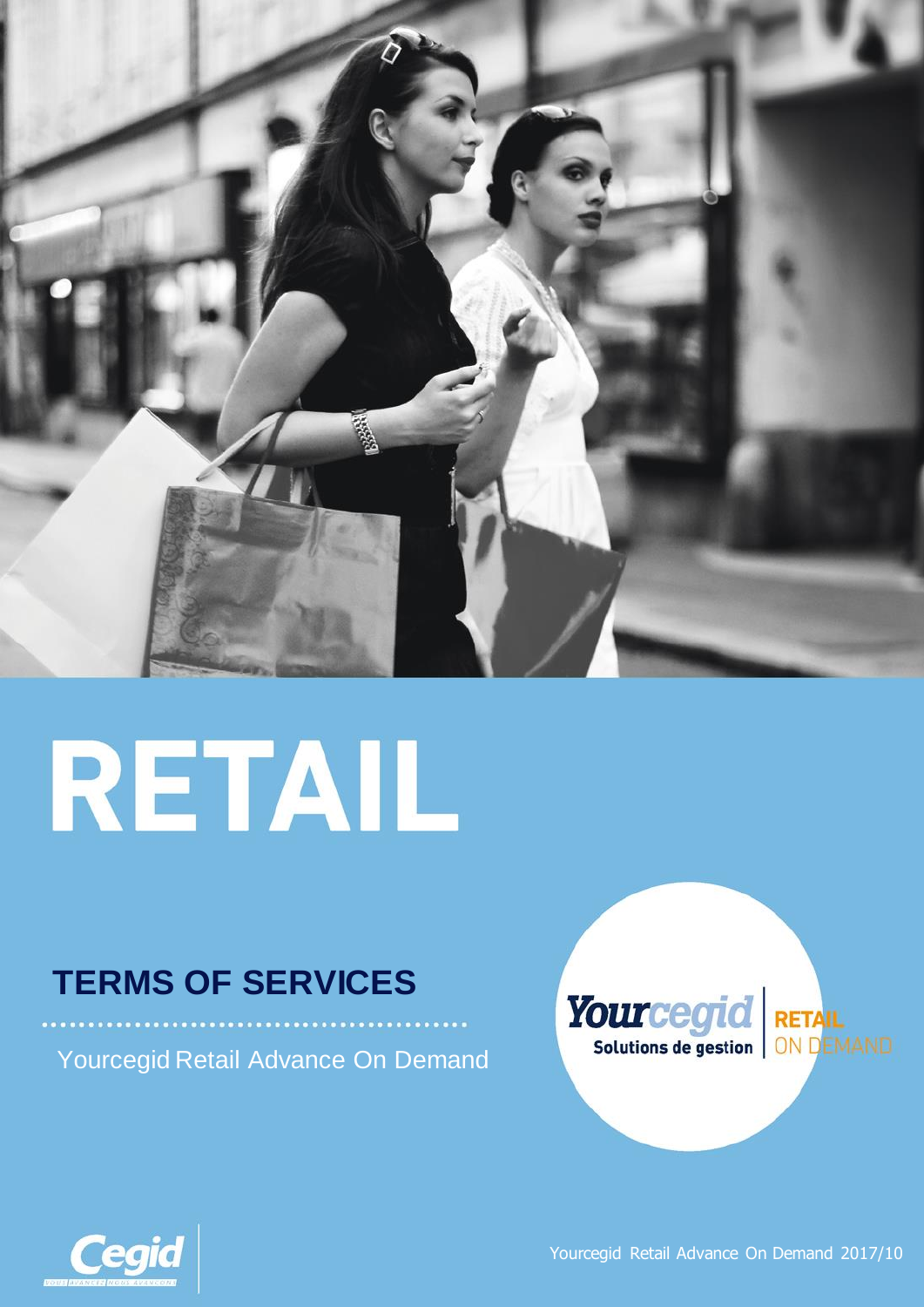# RETAIL

## TERMS OF SERVICES

Yourcegid Retail Advance On Demand

Yourcegid Retail Advance On Demand 2017/10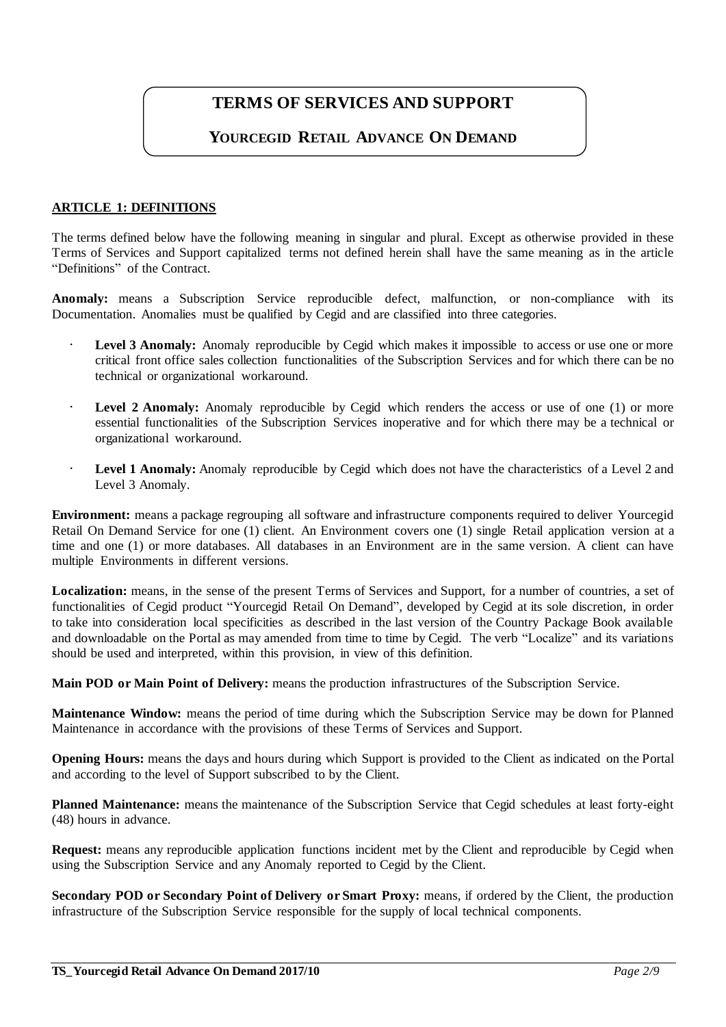# TERMS OF SERVICES AND SUPPORT

## YOURCEGID RETAIL ADVANCE ON DEMAND

**ARTICLE 1: DEFINITIONS**

The terms defined below have the following meaning in singular and plural. Except as otherwise provided in these Terms of Services and Support capitalized terms not defined herein shall have the same meaning as in the article "Definitions" of the Contract.

**Anomaly:** means a Subscription Service reproducible defect, malfunction, or non-compliance with its Documentation. Anomalies must be qualified by Cegid and are classified into three categories.

- **Level 3 Anomaly:** Anomaly reproducible by Cegid which makes it impossible to access or use one or more critical front office sales collection functionalities of the Subscription Services and for which there can be no technical or organizational workaround.
- **Level 2 Anomaly:** Anomaly reproducible by Cegid which renders the access or use of one (1) or more essential functionalities of the Subscription Services inoperative and for which there may be a technical or organizational workaround.
- **Level 1 Anomaly:** Anomaly reproducible by Cegid which does not have the characteristics of a Level 2 and Level 3 Anomaly.

**Environment:** means a package regrouping all software and infrastructure components required to deliver Yourcegid Retail On Demand Service for one (1) client. An Environment covers one (1) single Retail application version at a time and one (1) or more databases. All databases in an Environment are in the same version. A client can have multiple Environments in different versions.

**Localization:** means, in the sense of the present Terms of Services and Support, for a number of countries, a set of functionalities of Cegid product "Yourcegid Retail On Demand", developed by Cegid at its sole discretion, in order to take into consideration local specificities as described in the last version of the Country Package Book available and downloadable on the Portal as may amended from time to time by Cegid. The verb "Localize" and its variations should be used and interpreted, within this provision, in view of this definition.

**Main POD or Main Point of Delivery:** means the production infrastructures of the Subscription Service.

**Maintenance Window:** means the period of time during which the Subscription Service may be down for Planned Maintenance in accordance with the provisions of these Terms of Services and Support.

**Opening Hours:** means the days and hours during which Support is provided to the Client as indicated on the Portal and according to the level of Support subscribed to by the Client.

**Planned Maintenance:** means the maintenance of the Subscription Service that Cegid schedules at least forty-eight (48) hours in advance.

**Request:** means any reproducible application functions incident met by the Client and reproducible by Cegid when using the Subscription Service and any Anomaly reported to Cegid by the Client.

**Secondary POD or Secondary Point of Delivery or Smart Proxy:** means, if ordered by the Client, the production infrastructure of the Subscription Service responsible for the supply of local technical components.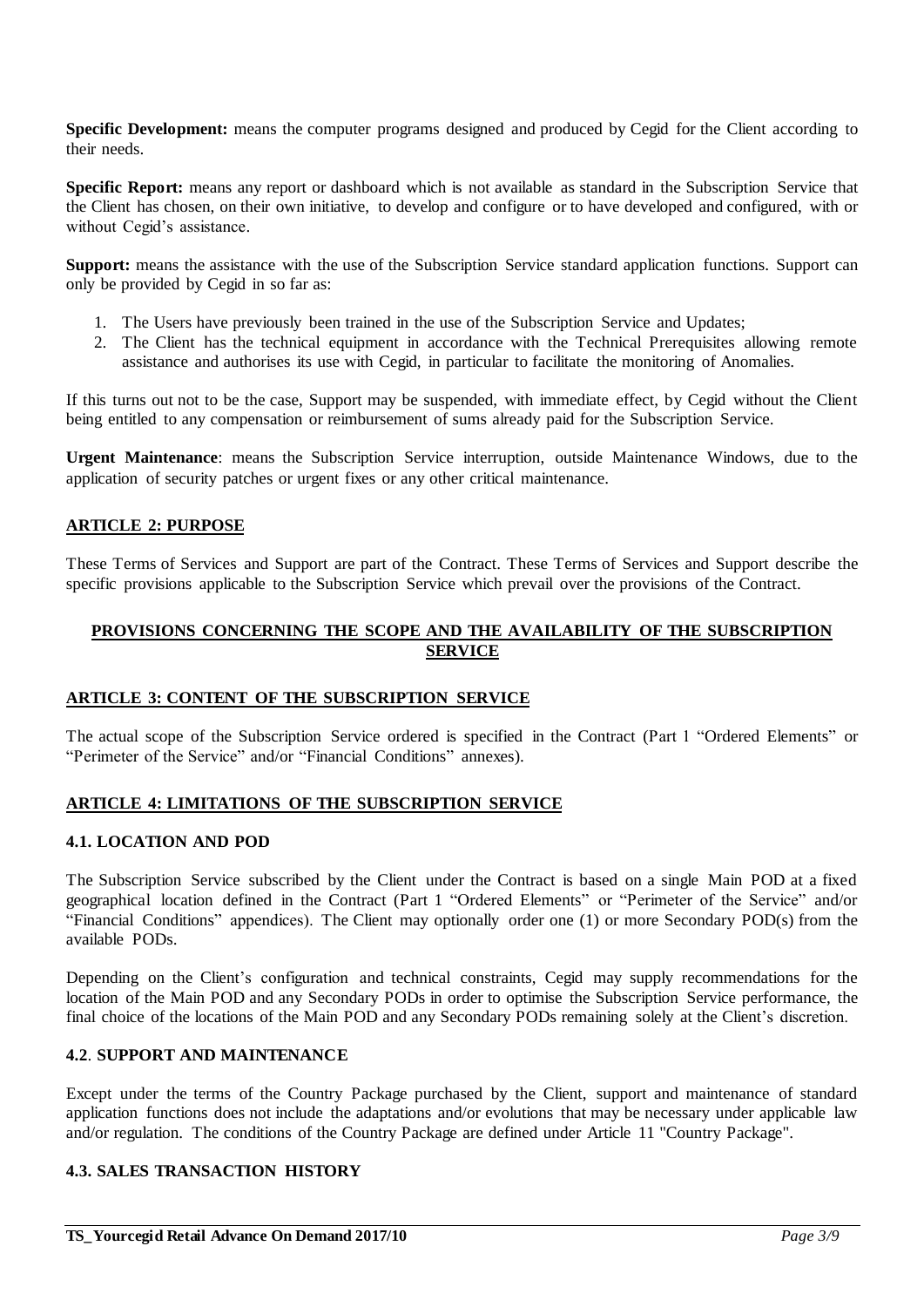**Specific Development:** means the computer programs designed and produced by Cegid for the Client according to their needs.

**Specific Report:** means any report or dashboard which is not available as standard in the Subscription Service that the Client has chosen, on their own initiative, to develop and configure or to have developed and configured, with or without Cegid's assistance.

**Support:** means the assistance with the use of the Subscription Service standard application functions. Support can only be provided by Cegid in so far as:

1. The Users have previously been trained in the use of the Subscription Service and Updates;
2. The Client has the technical equipment in accordance with the Technical Prerequisites allowing remote assistance and authorises its use with Cegid, in particular to facilitate the monitoring of Anomalies.

If this turns out not to be the case, Support may be suspended, with immediate effect, by Cegid without the Client being entitled to any compensation or reimbursement of sums already paid for the Subscription Service.

**Urgent Maintenance**: means the Subscription Service interruption, outside Maintenance Windows, due to the application of security patches or urgent fixes or any other critical maintenance.

## ARTICLE 2: PURPOSE

These Terms of Services and Support are part of the Contract. These Terms of Services and Support describe the specific provisions applicable to the Subscription Service which prevail over the provisions of the Contract.

## PROVISIONS CONCERNING THE SCOPE AND THE AVAILABILITY OF THE SUBSCRIPTION SERVICE

## ARTICLE 3: CONTENT OF THE SUBSCRIPTION SERVICE

The actual scope of the Subscription Service ordered is specified in the Contract (Part 1 "Ordered Elements" or "Perimeter of the Service" and/or "Financial Conditions" annexes).

## ARTICLE 4: LIMITATIONS OF THE SUBSCRIPTION SERVICE

### 4.1. LOCATION AND POD

The Subscription Service subscribed by the Client under the Contract is based on a single Main POD at a fixed geographical location defined in the Contract (Part 1 "Ordered Elements" or "Perimeter of the Service" and/or "Financial Conditions" appendices). The Client may optionally order one (1) or more Secondary POD(s) from the available PODs.

Depending on the Client's configuration and technical constraints, Cegid may supply recommendations for the location of the Main POD and any Secondary PODs in order to optimise the Subscription Service performance, the final choice of the locations of the Main POD and any Secondary PODs remaining solely at the Client's discretion.

### 4.2. SUPPORT AND MAINTENANCE

Except under the terms of the Country Package purchased by the Client, support and maintenance of standard application functions does not include the adaptations and/or evolutions that may be necessary under applicable law and/or regulation. The conditions of the Country Package are defined under Article 11 "Country Package".

### 4.3. SALES TRANSACTION HISTORY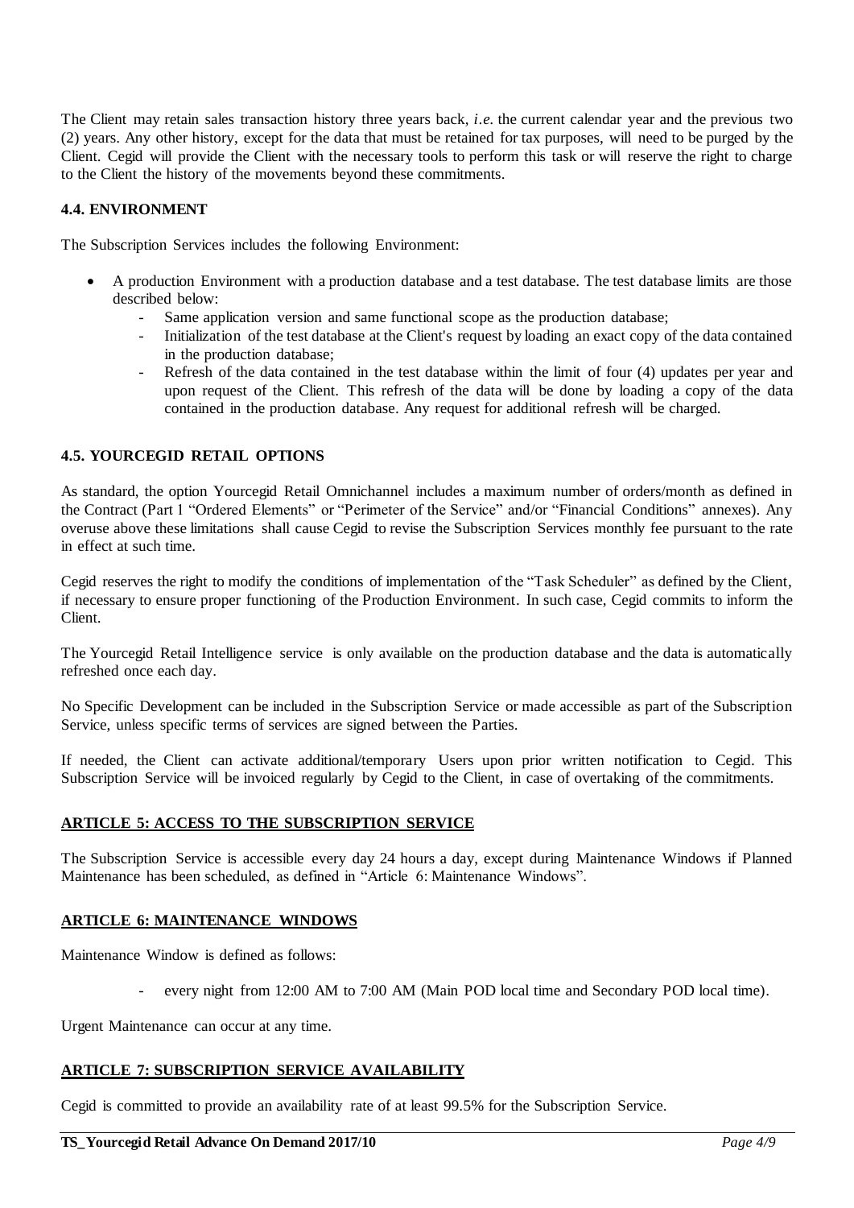The Client may retain sales transaction history three years back, *i.e.* the current calendar year and the previous two (2) years. Any other history, except for the data that must be retained for tax purposes, will need to be purged by the Client. Cegid will provide the Client with the necessary tools to perform this task or will reserve the right to charge to the Client the history of the movements beyond these commitments.

### 4.4. ENVIRONMENT

The Subscription Services includes the following Environment:

- A production Environment with a production database and a test database. The test database limits are those described below:
  - Same application version and same functional scope as the production database;
  - Initialization of the test database at the Client's request by loading an exact copy of the data contained in the production database;
  - Refresh of the data contained in the test database within the limit of four (4) updates per year and upon request of the Client. This refresh of the data will be done by loading a copy of the data contained in the production database. Any request for additional refresh will be charged.

### 4.5. YOURCEGID RETAIL OPTIONS

As standard, the option Yourcegid Retail Omnichannel includes a maximum number of orders/month as defined in the Contract (Part 1 "Ordered Elements" or "Perimeter of the Service" and/or "Financial Conditions" annexes). Any overuse above these limitations shall cause Cegid to revise the Subscription Services monthly fee pursuant to the rate in effect at such time.

Cegid reserves the right to modify the conditions of implementation of the "Task Scheduler" as defined by the Client, if necessary to ensure proper functioning of the Production Environment. In such case, Cegid commits to inform the Client.

The Yourcegid Retail Intelligence service is only available on the production database and the data is automatically refreshed once each day.

No Specific Development can be included in the Subscription Service or made accessible as part of the Subscription Service, unless specific terms of services are signed between the Parties.

If needed, the Client can activate additional/temporary Users upon prior written notification to Cegid. This Subscription Service will be invoiced regularly by Cegid to the Client, in case of overtaking of the commitments.

## ARTICLE 5: ACCESS TO THE SUBSCRIPTION SERVICE

The Subscription Service is accessible every day 24 hours a day, except during Maintenance Windows if Planned Maintenance has been scheduled, as defined in "Article 6: Maintenance Windows".

## ARTICLE 6: MAINTENANCE WINDOWS

Maintenance Window is defined as follows:

- every night from 12:00 AM to 7:00 AM (Main POD local time and Secondary POD local time).

Urgent Maintenance can occur at any time.

## ARTICLE 7: SUBSCRIPTION SERVICE AVAILABILITY

Cegid is committed to provide an availability rate of at least 99.5% for the Subscription Service.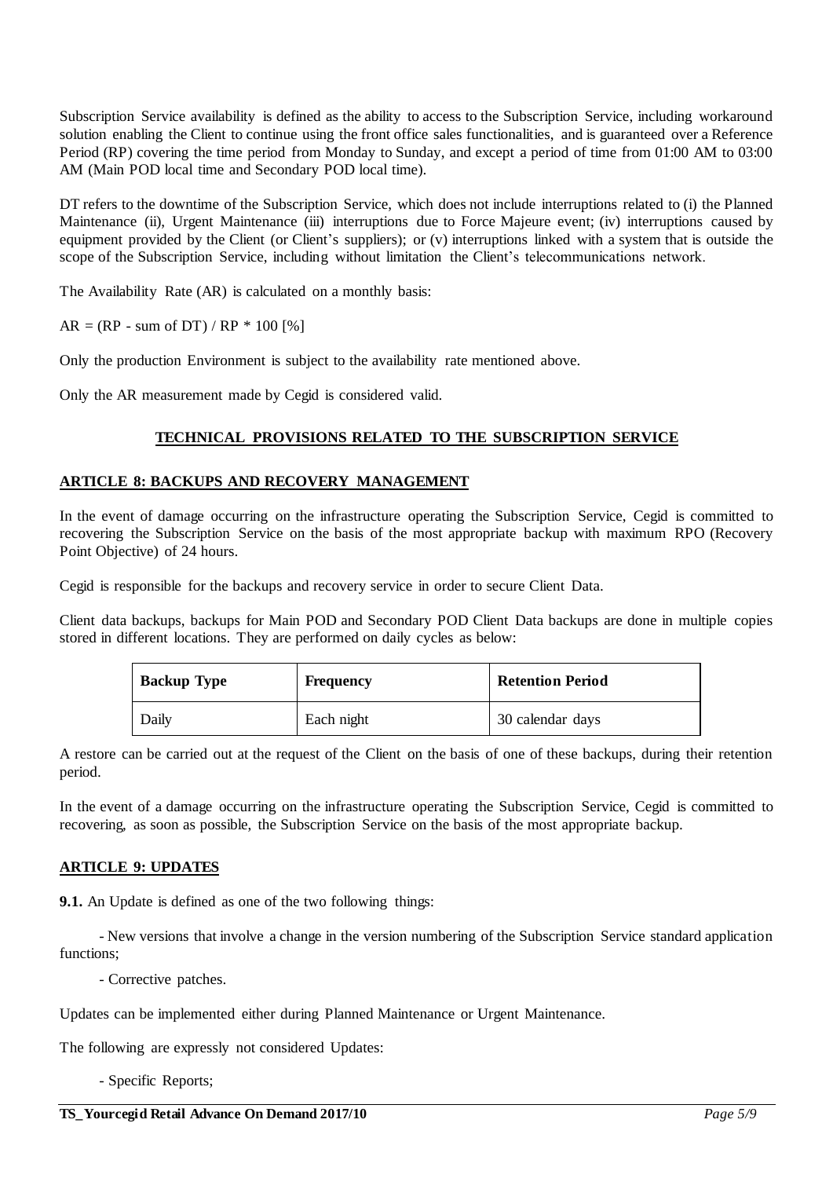Subscription Service availability is defined as the ability to access to the Subscription Service, including workaround solution enabling the Client to continue using the front office sales functionalities, and is guaranteed over a Reference Period (RP) covering the time period from Monday to Sunday, and except a period of time from 01:00 AM to 03:00 AM (Main POD local time and Secondary POD local time).

DT refers to the downtime of the Subscription Service, which does not include interruptions related to (i) the Planned Maintenance (ii), Urgent Maintenance (iii) interruptions due to Force Majeure event; (iv) interruptions caused by equipment provided by the Client (or Client's suppliers); or (v) interruptions linked with a system that is outside the scope of the Subscription Service, including without limitation the Client's telecommunications network.

The Availability Rate (AR) is calculated on a monthly basis:

$AR = (RP - \text{sum of } DT) / RP * 100$ [%]

Only the production Environment is subject to the availability rate mentioned above.

Only the AR measurement made by Cegid is considered valid.

## TECHNICAL PROVISIONS RELATED TO THE SUBSCRIPTION SERVICE

### ARTICLE 8: BACKUPS AND RECOVERY MANAGEMENT

In the event of damage occurring on the infrastructure operating the Subscription Service, Cegid is committed to recovering the Subscription Service on the basis of the most appropriate backup with maximum RPO (Recovery Point Objective) of 24 hours.

Cegid is responsible for the backups and recovery service in order to secure Client Data.

Client data backups, backups for Main POD and Secondary POD Client Data backups are done in multiple copies stored in different locations. They are performed on daily cycles as below:

| Backup Type | Frequency | Retention Period |
| --- | --- | --- |
| Daily | Each night | 30 calendar days |

A restore can be carried out at the request of the Client on the basis of one of these backups, during their retention period.

In the event of a damage occurring on the infrastructure operating the Subscription Service, Cegid is committed to recovering, as soon as possible, the Subscription Service on the basis of the most appropriate backup.

### ARTICLE 9: UPDATES

**9.1.** An Update is defined as one of the two following things:

- New versions that involve a change in the version numbering of the Subscription Service standard application functions;
- Corrective patches.

Updates can be implemented either during Planned Maintenance or Urgent Maintenance.

The following are expressly not considered Updates:

- Specific Reports;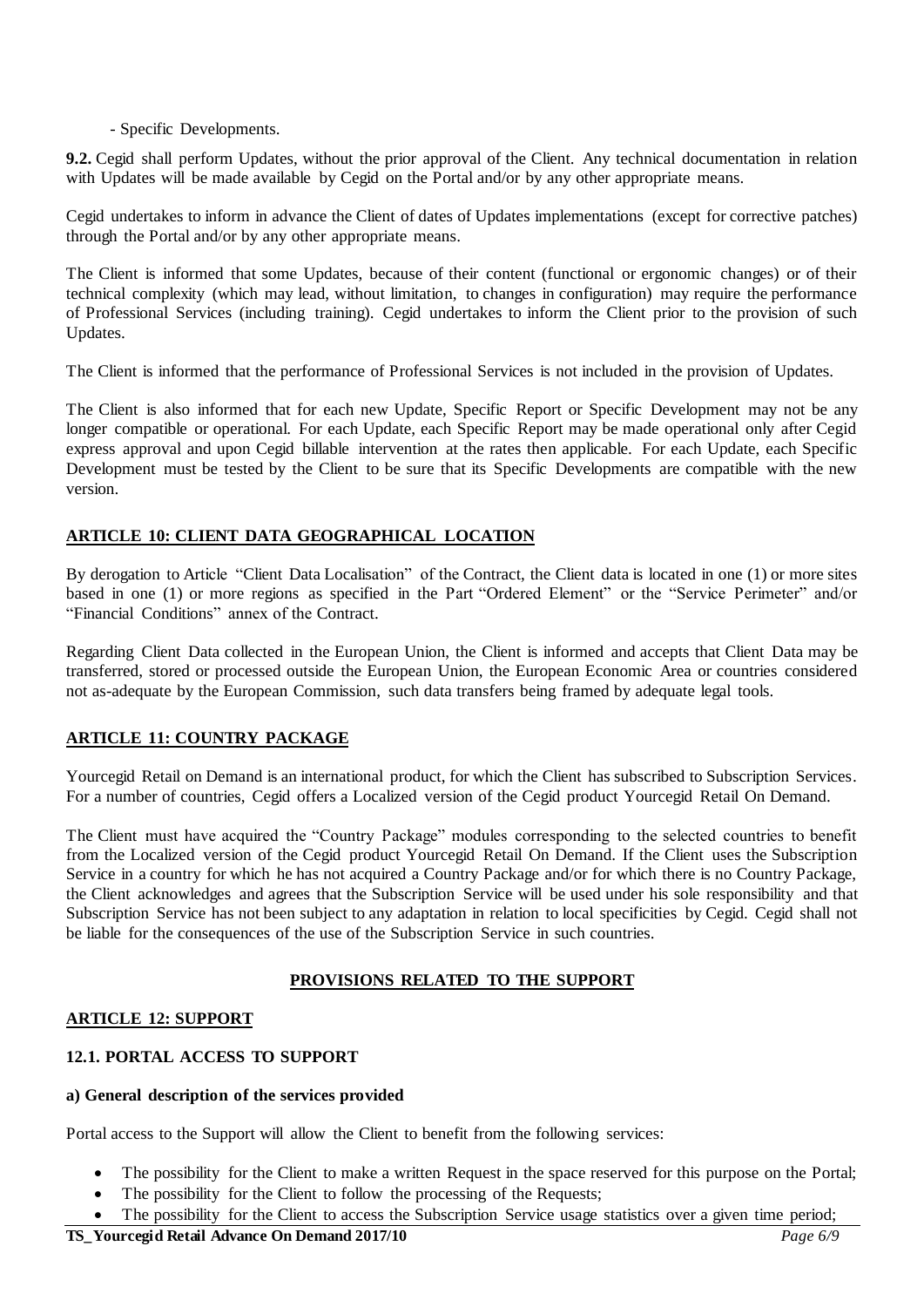- Specific Developments.

**9.2.** Cegid shall perform Updates, without the prior approval of the Client. Any technical documentation in relation with Updates will be made available by Cegid on the Portal and/or by any other appropriate means.

Cegid undertakes to inform in advance the Client of dates of Updates implementations (except for corrective patches) through the Portal and/or by any other appropriate means.

The Client is informed that some Updates, because of their content (functional or ergonomic changes) or of their technical complexity (which may lead, without limitation, to changes in configuration) may require the performance of Professional Services (including training). Cegid undertakes to inform the Client prior to the provision of such Updates.

The Client is informed that the performance of Professional Services is not included in the provision of Updates.

The Client is also informed that for each new Update, Specific Report or Specific Development may not be any longer compatible or operational. For each Update, each Specific Report may be made operational only after Cegid express approval and upon Cegid billable intervention at the rates then applicable. For each Update, each Specific Development must be tested by the Client to be sure that its Specific Developments are compatible with the new version.

## ARTICLE 10: CLIENT DATA GEOGRAPHICAL LOCATION

By derogation to Article "Client Data Localisation" of the Contract, the Client data is located in one (1) or more sites based in one (1) or more regions as specified in the Part "Ordered Element" or the "Service Perimeter" and/or "Financial Conditions" annex of the Contract.

Regarding Client Data collected in the European Union, the Client is informed and accepts that Client Data may be transferred, stored or processed outside the European Union, the European Economic Area or countries considered not as-adequate by the European Commission, such data transfers being framed by adequate legal tools.

## ARTICLE 11: COUNTRY PACKAGE

Yourcegid Retail on Demand is an international product, for which the Client has subscribed to Subscription Services. For a number of countries, Cegid offers a Localized version of the Cegid product Yourcegid Retail On Demand.

The Client must have acquired the "Country Package" modules corresponding to the selected countries to benefit from the Localized version of the Cegid product Yourcegid Retail On Demand. If the Client uses the Subscription Service in a country for which he has not acquired a Country Package and/or for which there is no Country Package, the Client acknowledges and agrees that the Subscription Service will be used under his sole responsibility and that Subscription Service has not been subject to any adaptation in relation to local specificities by Cegid. Cegid shall not be liable for the consequences of the use of the Subscription Service in such countries.

## PROVISIONS RELATED TO THE SUPPORT

## ARTICLE 12: SUPPORT

### 12.1. PORTAL ACCESS TO SUPPORT

**a) General description of the services provided**

Portal access to the Support will allow the Client to benefit from the following services:

- The possibility for the Client to make a written Request in the space reserved for this purpose on the Portal;
- The possibility for the Client to follow the processing of the Requests;
- The possibility for the Client to access the Subscription Service usage statistics over a given time period;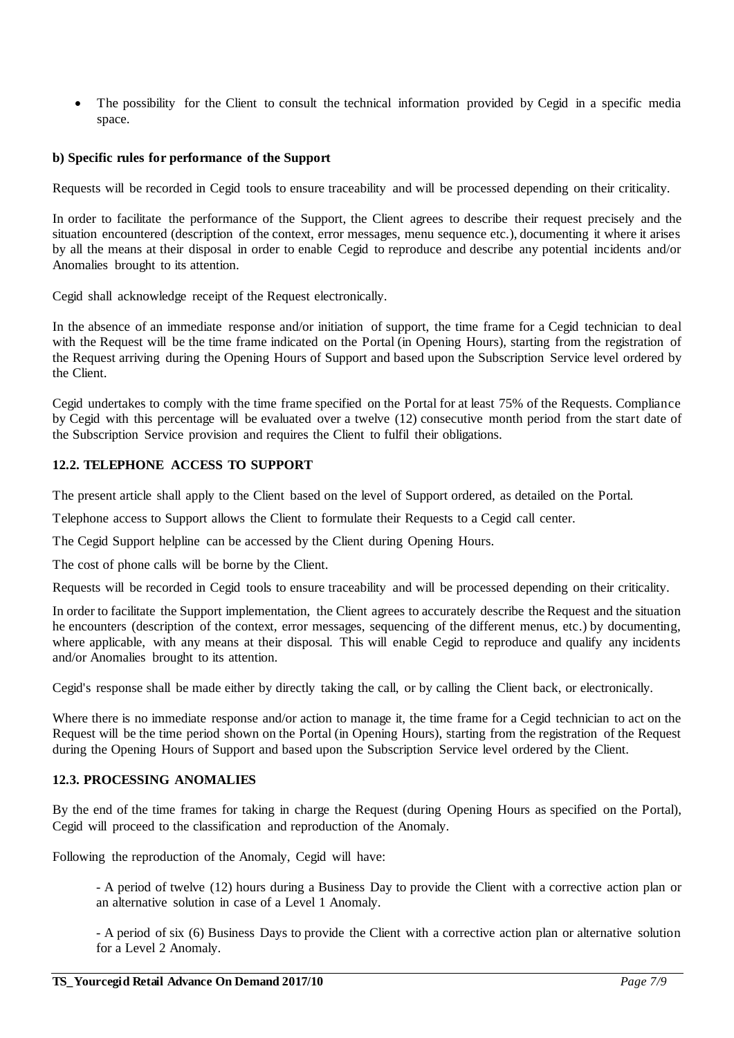- The possibility for the Client to consult the technical information provided by Cegid in a specific media space.

**b) Specific rules for performance of the Support**

Requests will be recorded in Cegid tools to ensure traceability and will be processed depending on their criticality.

In order to facilitate the performance of the Support, the Client agrees to describe their request precisely and the situation encountered (description of the context, error messages, menu sequence etc.), documenting it where it arises by all the means at their disposal in order to enable Cegid to reproduce and describe any potential incidents and/or Anomalies brought to its attention.

Cegid shall acknowledge receipt of the Request electronically.

In the absence of an immediate response and/or initiation of support, the time frame for a Cegid technician to deal with the Request will be the time frame indicated on the Portal (in Opening Hours), starting from the registration of the Request arriving during the Opening Hours of Support and based upon the Subscription Service level ordered by the Client.

Cegid undertakes to comply with the time frame specified on the Portal for at least 75% of the Requests. Compliance by Cegid with this percentage will be evaluated over a twelve (12) consecutive month period from the start date of the Subscription Service provision and requires the Client to fulfil their obligations.

### 12.2. TELEPHONE ACCESS TO SUPPORT

The present article shall apply to the Client based on the level of Support ordered, as detailed on the Portal.

Telephone access to Support allows the Client to formulate their Requests to a Cegid call center.

The Cegid Support helpline can be accessed by the Client during Opening Hours.

The cost of phone calls will be borne by the Client.

Requests will be recorded in Cegid tools to ensure traceability and will be processed depending on their criticality.

In order to facilitate the Support implementation, the Client agrees to accurately describe the Request and the situation he encounters (description of the context, error messages, sequencing of the different menus, etc.) by documenting, where applicable, with any means at their disposal. This will enable Cegid to reproduce and qualify any incidents and/or Anomalies brought to its attention.

Cegid's response shall be made either by directly taking the call, or by calling the Client back, or electronically.

Where there is no immediate response and/or action to manage it, the time frame for a Cegid technician to act on the Request will be the time period shown on the Portal (in Opening Hours), starting from the registration of the Request during the Opening Hours of Support and based upon the Subscription Service level ordered by the Client.

### 12.3. PROCESSING ANOMALIES

By the end of the time frames for taking in charge the Request (during Opening Hours as specified on the Portal), Cegid will proceed to the classification and reproduction of the Anomaly.

Following the reproduction of the Anomaly, Cegid will have:

- A period of twelve (12) hours during a Business Day to provide the Client with a corrective action plan or an alternative solution in case of a Level 1 Anomaly.

- A period of six (6) Business Days to provide the Client with a corrective action plan or alternative solution for a Level 2 Anomaly.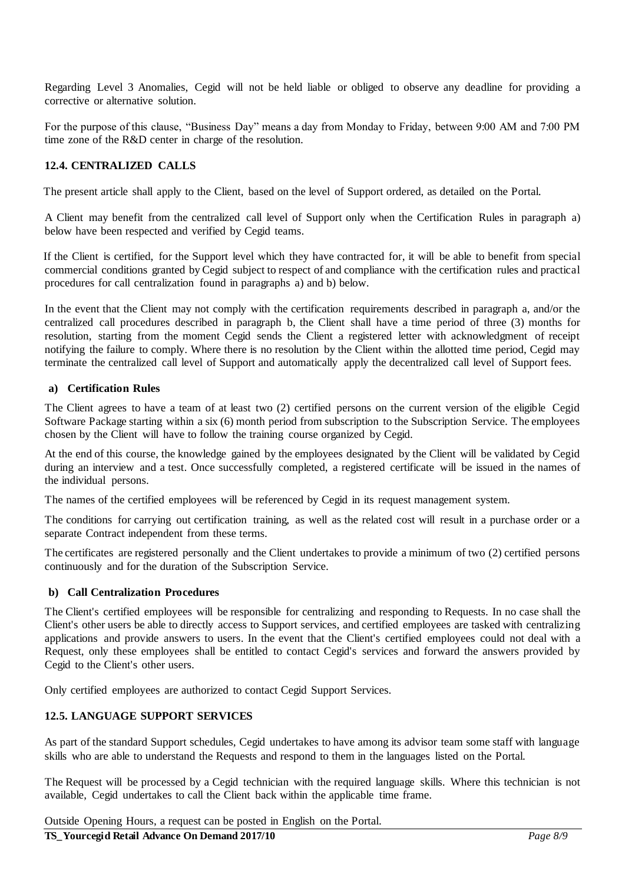Regarding Level 3 Anomalies, Cegid will not be held liable or obliged to observe any deadline for providing a corrective or alternative solution.

For the purpose of this clause, "Business Day" means a day from Monday to Friday, between 9:00 AM and 7:00 PM time zone of the R&D center in charge of the resolution.

### 12.4. CENTRALIZED CALLS

The present article shall apply to the Client, based on the level of Support ordered, as detailed on the Portal.

A Client may benefit from the centralized call level of Support only when the Certification Rules in paragraph a) below have been respected and verified by Cegid teams.

If the Client is certified, for the Support level which they have contracted for, it will be able to benefit from special commercial conditions granted by Cegid subject to respect of and compliance with the certification rules and practical procedures for call centralization found in paragraphs a) and b) below.

In the event that the Client may not comply with the certification requirements described in paragraph a, and/or the centralized call procedures described in paragraph b, the Client shall have a time period of three (3) months for resolution, starting from the moment Cegid sends the Client a registered letter with acknowledgment of receipt notifying the failure to comply. Where there is no resolution by the Client within the allotted time period, Cegid may terminate the centralized call level of Support and automatically apply the decentralized call level of Support fees.

#### a) Certification Rules

The Client agrees to have a team of at least two (2) certified persons on the current version of the eligible Cegid Software Package starting within a six (6) month period from subscription to the Subscription Service. The employees chosen by the Client will have to follow the training course organized by Cegid.

At the end of this course, the knowledge gained by the employees designated by the Client will be validated by Cegid during an interview and a test. Once successfully completed, a registered certificate will be issued in the names of the individual persons.

The names of the certified employees will be referenced by Cegid in its request management system.

The conditions for carrying out certification training, as well as the related cost will result in a purchase order or a separate Contract independent from these terms.

The certificates are registered personally and the Client undertakes to provide a minimum of two (2) certified persons continuously and for the duration of the Subscription Service.

#### b) Call Centralization Procedures

The Client's certified employees will be responsible for centralizing and responding to Requests. In no case shall the Client's other users be able to directly access to Support services, and certified employees are tasked with centralizing applications and provide answers to users. In the event that the Client's certified employees could not deal with a Request, only these employees shall be entitled to contact Cegid's services and forward the answers provided by Cegid to the Client's other users.

Only certified employees are authorized to contact Cegid Support Services.

### 12.5. LANGUAGE SUPPORT SERVICES

As part of the standard Support schedules, Cegid undertakes to have among its advisor team some staff with language skills who are able to understand the Requests and respond to them in the languages listed on the Portal.

The Request will be processed by a Cegid technician with the required language skills. Where this technician is not available, Cegid undertakes to call the Client back within the applicable time frame.

Outside Opening Hours, a request can be posted in English on the Portal.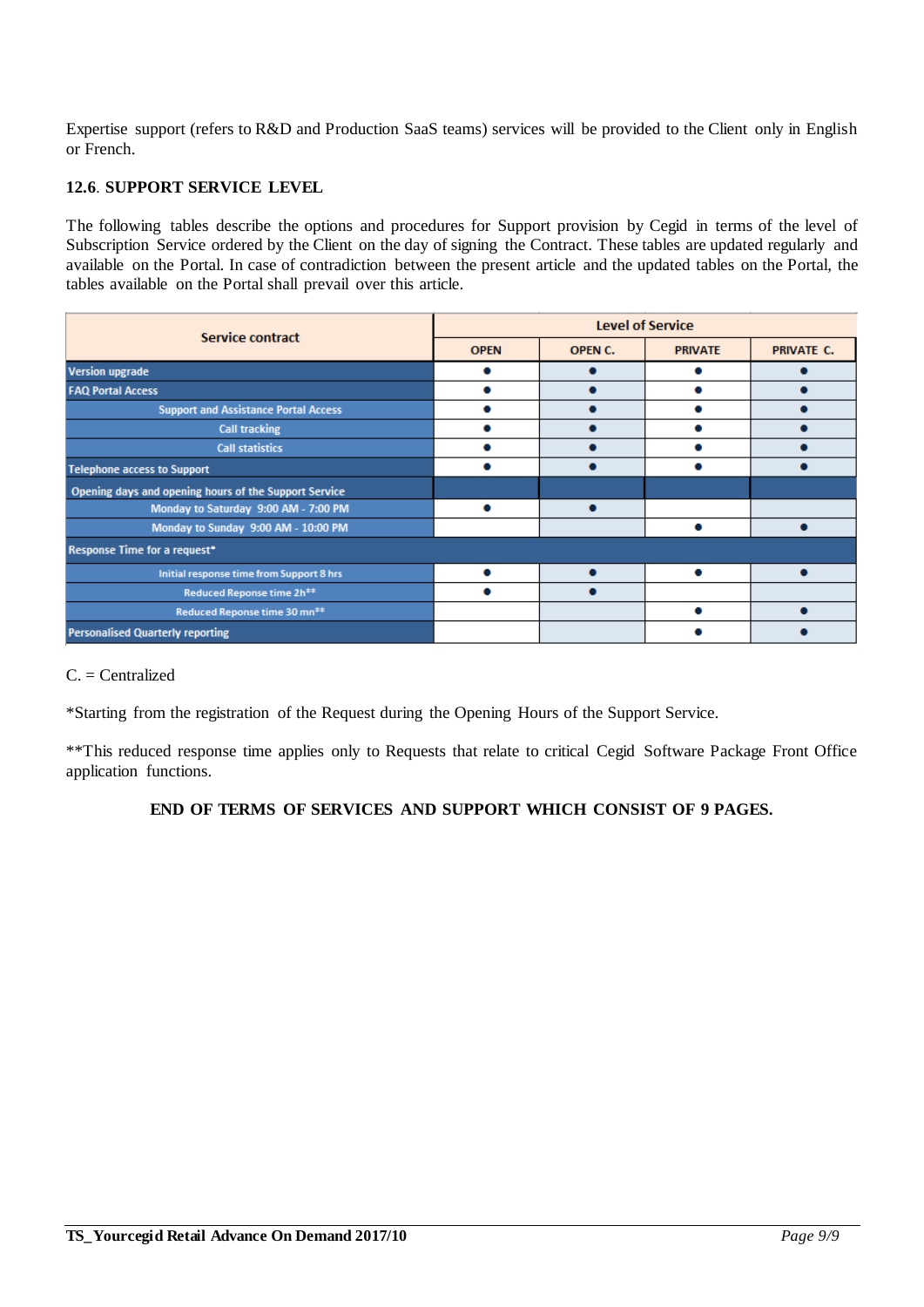Expertise support (refers to R&D and Production SaaS teams) services will be provided to the Client only in English or French.

### 12.6. SUPPORT SERVICE LEVEL

The following tables describe the options and procedures for Support provision by Cegid in terms of the level of Subscription Service ordered by the Client on the day of signing the Contract. These tables are updated regularly and available on the Portal. In case of contradiction between the present article and the updated tables on the Portal, the tables available on the Portal shall prevail over this article.

| Service contract | Level of Service | | | |
|---|---|---|---|---|
| | OPEN | OPEN C. | PRIVATE | PRIVATE C. |
| Version upgrade | ● | ● | ● | ● |
| FAQ Portal Access | ● | ● | ● | ● |
| Support and Assistance Portal Access | ● | ● | ● | ● |
| Call tracking | ● | ● | ● | ● |
| Call statistics | ● | ● | ● | ● |
| Telephone access to Support | ● | ● | ● | ● |
| Opening days and opening hours of the Support Service | | | | |
| Monday to Saturday 9:00 AM - 7:00 PM | ● | ● | | |
| Monday to Sunday 9:00 AM - 10:00 PM | | | ● | ● |
| Response Time for a request* | | | | |
| Initial response time from Support 8 hrs | ● | ● | ● | ● |
| Reduced Reponse time 2h** | ● | ● | | |
| Reduced Reponse time 30 mn** | | | ● | ● |
| Personalised Quarterly reporting | | | ● | ● |

C. = Centralized

*Starting from the registration of the Request during the Opening Hours of the Support Service.

**This reduced response time applies only to Requests that relate to critical Cegid Software Package Front Office application functions.

**END OF TERMS OF SERVICES AND SUPPORT WHICH CONSIST OF 9 PAGES.**